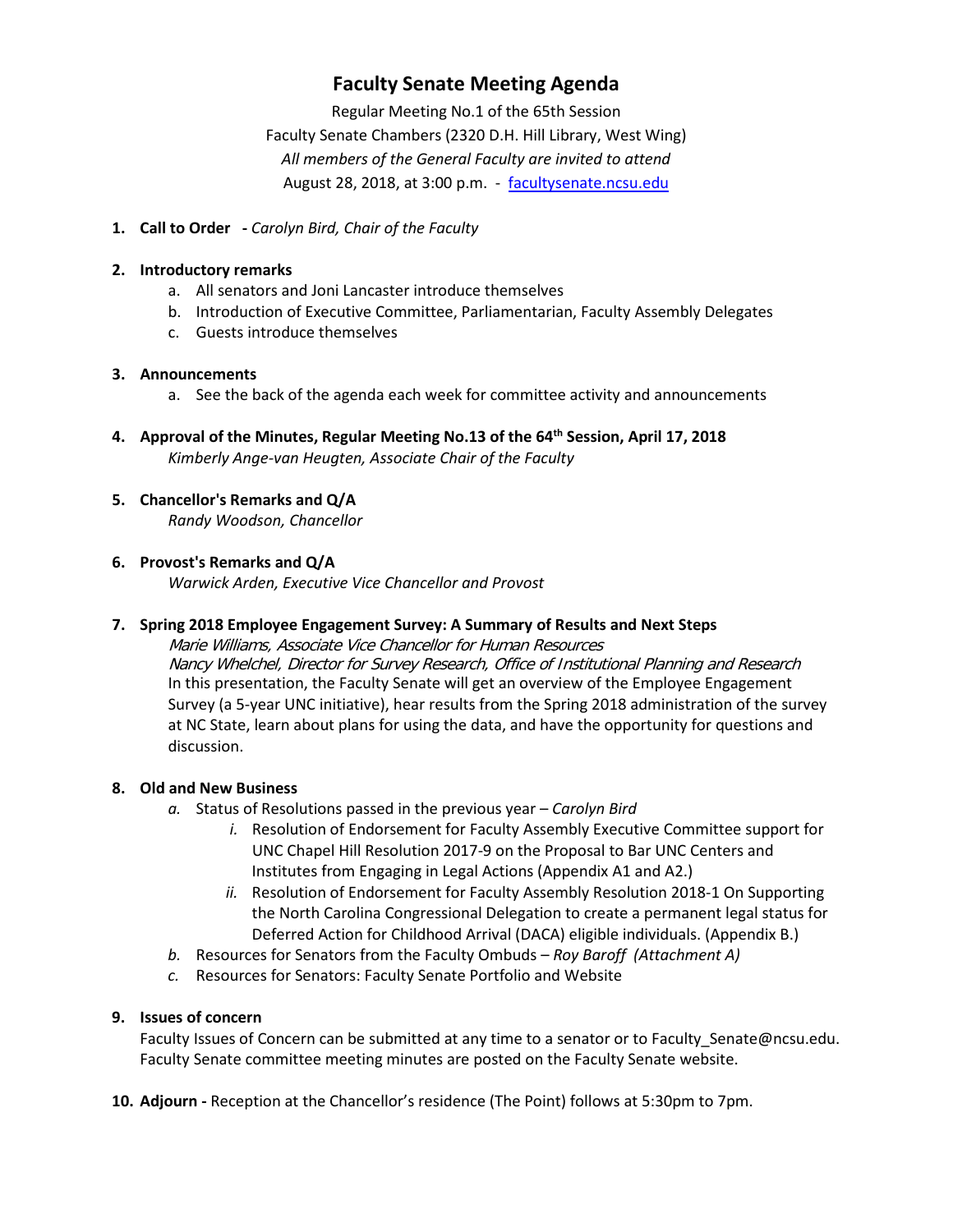# Faculty Senate Meeting Agenda

Regular Meeting No.1 of the 65th Session
Faculty Senate Chambers (2320 D.H. Hill Library, West Wing)
*All members of the General Faculty are invited to attend*
August 28, 2018, at 3:00 p.m. - [facultysenate.ncsu.edu](facultysenate.ncsu.edu)

1. **Call to Order** - *Carolyn Bird, Chair of the Faculty*

2. **Introductory remarks**
    a. All senators and Joni Lancaster introduce themselves
    b. Introduction of Executive Committee, Parliamentarian, Faculty Assembly Delegates
    c. Guests introduce themselves

3. **Announcements**
    a. See the back of the agenda each week for committee activity and announcements

4. **Approval of the Minutes, Regular Meeting No.13 of the 64th Session, April 17, 2018**
   *Kimberly Ange-van Heugten, Associate Chair of the Faculty*

5. **Chancellor's Remarks and Q/A**
   *Randy Woodson, Chancellor*

6. **Provost's Remarks and Q/A**
   *Warwick Arden, Executive Vice Chancellor and Provost*

7. **Spring 2018 Employee Engagement Survey: A Summary of Results and Next Steps**
   *Marie Williams, Associate Vice Chancellor for Human Resources*
   *Nancy Whelchel, Director for Survey Research, Office of Institutional Planning and Research*
   In this presentation, the Faculty Senate will get an overview of the Employee Engagement Survey (a 5-year UNC initiative), hear results from the Spring 2018 administration of the survey at NC State, learn about plans for using the data, and have the opportunity for questions and discussion.

8. **Old and New Business**
    *a.* Status of Resolutions passed in the previous year – *Carolyn Bird*
        *i.* Resolution of Endorsement for Faculty Assembly Executive Committee support for UNC Chapel Hill Resolution 2017-9 on the Proposal to Bar UNC Centers and Institutes from Engaging in Legal Actions (Appendix A1 and A2.)
        *ii.* Resolution of Endorsement for Faculty Assembly Resolution 2018-1 On Supporting the North Carolina Congressional Delegation to create a permanent legal status for Deferred Action for Childhood Arrival (DACA) eligible individuals. (Appendix B.)
    *b.* Resources for Senators from the Faculty Ombuds – *Roy Baroff (Attachment A)*
    *c.* Resources for Senators: Faculty Senate Portfolio and Website

9. **Issues of concern**
   Faculty Issues of Concern can be submitted at any time to a senator or to Faculty_Senate@ncsu.edu. Faculty Senate committee meeting minutes are posted on the Faculty Senate website.

10. **Adjourn -** Reception at the Chancellor's residence (The Point) follows at 5:30pm to 7pm.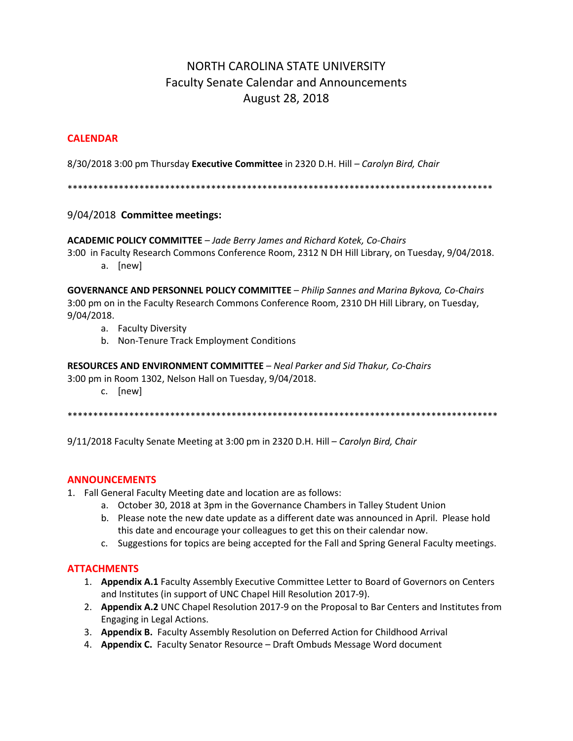# NORTH CAROLINA STATE UNIVERSITY
## Faculty Senate Calendar and Announcements
## August 28, 2018

### CALENDAR

8/30/2018 3:00 pm Thursday **Executive Committee** in 2320 D.H. Hill – *Carolyn Bird, Chair*

**************************************************************************************

9/04/2018 **Committee meetings:**

**ACADEMIC POLICY COMMITTEE** – *Jade Berry James and Richard Kotek, Co-Chairs*
3:00 in Faculty Research Commons Conference Room, 2312 N DH Hill Library, on Tuesday, 9/04/2018.

a. [new]

**GOVERNANCE AND PERSONNEL POLICY COMMITTEE** – *Philip Sannes and Marina Bykova, Co-Chairs*
3:00 pm on in the Faculty Research Commons Conference Room, 2310 DH Hill Library, on Tuesday, 9/04/2018.

a. Faculty Diversity
b. Non-Tenure Track Employment Conditions

**RESOURCES AND ENVIRONMENT COMMITTEE** – *Neal Parker and Sid Thakur, Co-Chairs*
3:00 pm in Room 1302, Nelson Hall on Tuesday, 9/04/2018.

c. [new]

**************************************************************************************

9/11/2018 Faculty Senate Meeting at 3:00 pm in 2320 D.H. Hill – *Carolyn Bird, Chair*

### ANNOUNCEMENTS

1. Fall General Faculty Meeting date and location are as follows:
   a. October 30, 2018 at 3pm in the Governance Chambers in Talley Student Union
   b. Please note the new date update as a different date was announced in April. Please hold this date and encourage your colleagues to get this on their calendar now.
   c. Suggestions for topics are being accepted for the Fall and Spring General Faculty meetings.

### ATTACHMENTS

1. **Appendix A.1** Faculty Assembly Executive Committee Letter to Board of Governors on Centers and Institutes (in support of UNC Chapel Hill Resolution 2017-9).
2. **Appendix A.2** UNC Chapel Resolution 2017-9 on the Proposal to Bar Centers and Institutes from Engaging in Legal Actions.
3. **Appendix B.** Faculty Assembly Resolution on Deferred Action for Childhood Arrival
4. **Appendix C.** Faculty Senator Resource – Draft Ombuds Message Word document